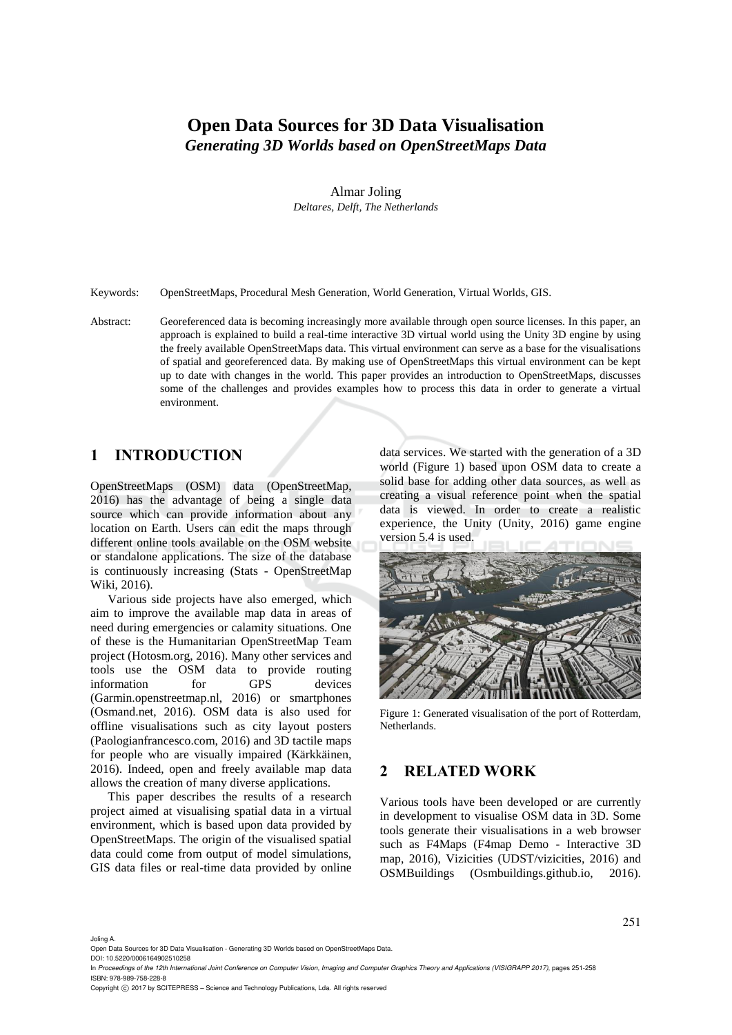# Open Data Sources for 3D Data Visualisation

## *Generating 3D Worlds based on OpenStreetMaps Data*

Almar Joling

*Deltares, Delft, The Netherlands*

Keywords: OpenStreetMaps, Procedural Mesh Generation, World Generation, Virtual Worlds, GIS.

Abstract: Georeferenced data is becoming increasingly more available through open source licenses. In this paper, an approach is explained to build a real-time interactive 3D virtual world using the Unity 3D engine by using the freely available OpenStreetMaps data. This virtual environment can serve as a base for the visualisations of spatial and georeferenced data. By making use of OpenStreetMaps this virtual environment can be kept up to date with changes in the world. This paper provides an introduction to OpenStreetMaps, discusses some of the challenges and provides examples how to process this data in order to generate a virtual environment.

## 1 INTRODUCTION

OpenStreetMaps (OSM) data (OpenStreetMap, 2016) has the advantage of being a single data source which can provide information about any location on Earth. Users can edit the maps through different online tools available on the OSM website or standalone applications. The size of the database is continuously increasing (Stats - OpenStreetMap Wiki, 2016).

Various side projects have also emerged, which aim to improve the available map data in areas of need during emergencies or calamity situations. One of these is the Humanitarian OpenStreetMap Team project (Hotosm.org, 2016). Many other services and tools use the OSM data to provide routing information for GPS devices (Garmin.openstreetmap.nl, 2016) or smartphones (Osmand.net, 2016). OSM data is also used for offline visualisations such as city layout posters (Paologianfrancesco.com, 2016) and 3D tactile maps for people who are visually impaired (Kärkkäinen, 2016). Indeed, open and freely available map data allows the creation of many diverse applications.

This paper describes the results of a research project aimed at visualising spatial data in a virtual environment, which is based upon data provided by OpenStreetMaps. The origin of the visualised spatial data could come from output of model simulations, GIS data files or real-time data provided by online data services. We started with the generation of a 3D world (Figure 1) based upon OSM data to create a solid base for adding other data sources, as well as creating a visual reference point when the spatial data is viewed. In order to create a realistic experience, the Unity (Unity, 2016) game engine version 5.4 is used.

Figure 1: Generated visualisation of the port of Rotterdam, Netherlands.

## 2 RELATED WORK

Various tools have been developed or are currently in development to visualise OSM data in 3D. Some tools generate their visualisations in a web browser such as F4Maps (F4map Demo - Interactive 3D map, 2016), Vizicities (UDST/vizicities, 2016) and OSMBuildings (Osmbuildings.github.io, 2016).

Joling A.
Open Data Sources for 3D Data Visualisation - Generating 3D Worlds based on OpenStreetMaps Data.
DOI: 10.5220/0006164902510258
In *Proceedings of the 12th International Joint Conference on Computer Vision, Imaging and Computer Graphics Theory and Applications (VISIGRAPP 2017)*, pages 251-258
ISBN: 978-989-758-228-8
Copyright © 2017 by SCITEPRESS – Science and Technology Publications, Lda. All rights reserved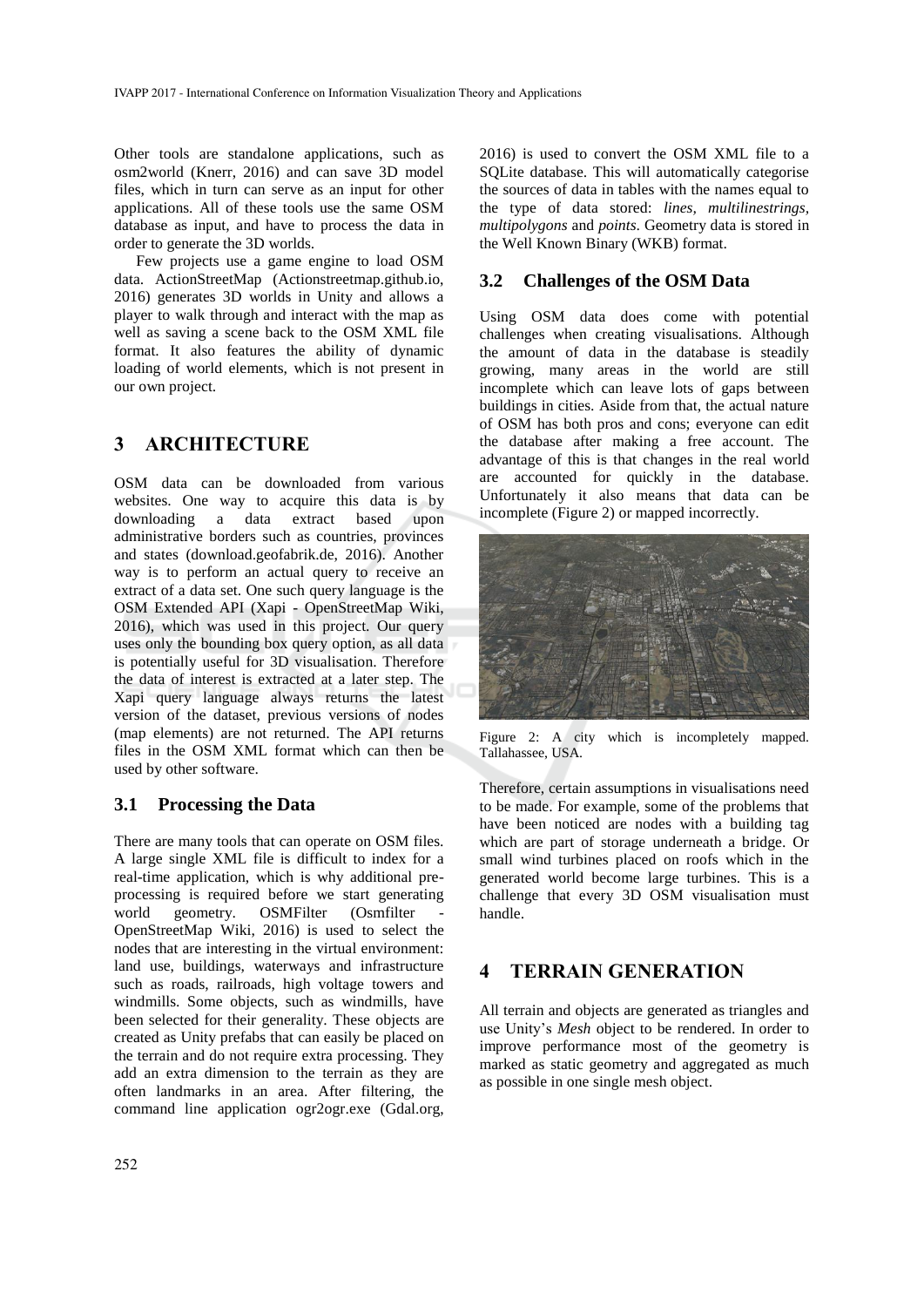Other tools are standalone applications, such as osm2world (Knerr, 2016) and can save 3D model files, which in turn can serve as an input for other applications. All of these tools use the same OSM database as input, and have to process the data in order to generate the 3D worlds.

Few projects use a game engine to load OSM data. ActionStreetMap (Actionstreetmap.github.io, 2016) generates 3D worlds in Unity and allows a player to walk through and interact with the map as well as saving a scene back to the OSM XML file format. It also features the ability of dynamic loading of world elements, which is not present in our own project.

## 3 ARCHITECTURE

OSM data can be downloaded from various websites. One way to acquire this data is by downloading a data extract based upon administrative borders such as countries, provinces and states (download.geofabrik.de, 2016). Another way is to perform an actual query to receive an extract of a data set. One such query language is the OSM Extended API (Xapi - OpenStreetMap Wiki, 2016), which was used in this project. Our query uses only the bounding box query option, as all data is potentially useful for 3D visualisation. Therefore the data of interest is extracted at a later step. The Xapi query language always returns the latest version of the dataset, previous versions of nodes (map elements) are not returned. The API returns files in the OSM XML format which can then be used by other software.

### 3.1 Processing the Data

There are many tools that can operate on OSM files. A large single XML file is difficult to index for a real-time application, which is why additional pre-processing is required before we start generating world geometry. OSMFilter (Osmfilter - OpenStreetMap Wiki, 2016) is used to select the nodes that are interesting in the virtual environment: land use, buildings, waterways and infrastructure such as roads, railroads, high voltage towers and windmills. Some objects, such as windmills, have been selected for their generality. These objects are created as Unity prefabs that can easily be placed on the terrain and do not require extra processing. They add an extra dimension to the terrain as they are often landmarks in an area. After filtering, the command line application ogr2ogr.exe (Gdal.org, 2016) is used to convert the OSM XML file to a SQLite database. This will automatically categorise the sources of data in tables with the names equal to the type of data stored: *lines, multilinestrings, multipolygons* and *points*. Geometry data is stored in the Well Known Binary (WKB) format.

### 3.2 Challenges of the OSM Data

Using OSM data does come with potential challenges when creating visualisations. Although the amount of data in the database is steadily growing, many areas in the world are still incomplete which can leave lots of gaps between buildings in cities. Aside from that, the actual nature of OSM has both pros and cons; everyone can edit the database after making a free account. The advantage of this is that changes in the real world are accounted for quickly in the database. Unfortunately it also means that data can be incomplete (Figure 2) or mapped incorrectly.

Figure 2: A city which is incompletely mapped. Tallahassee, USA.

Therefore, certain assumptions in visualisations need to be made. For example, some of the problems that have been noticed are nodes with a building tag which are part of storage underneath a bridge. Or small wind turbines placed on roofs which in the generated world become large turbines. This is a challenge that every 3D OSM visualisation must handle.

## 4 TERRAIN GENERATION

All terrain and objects are generated as triangles and use Unity's *Mesh* object to be rendered. In order to improve performance most of the geometry is marked as static geometry and aggregated as much as possible in one single mesh object.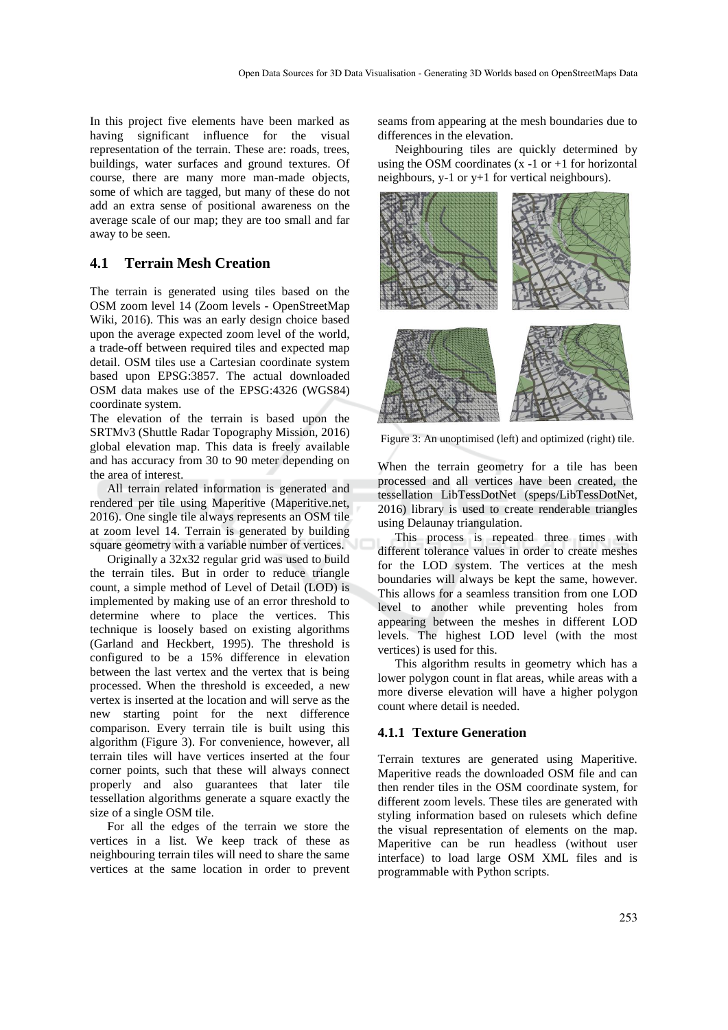In this project five elements have been marked as having significant influence for the visual representation of the terrain. These are: roads, trees, buildings, water surfaces and ground textures. Of course, there are many more man-made objects, some of which are tagged, but many of these do not add an extra sense of positional awareness on the average scale of our map; they are too small and far away to be seen.

## 4.1 Terrain Mesh Creation

The terrain is generated using tiles based on the OSM zoom level 14 (Zoom levels - OpenStreetMap Wiki, 2016). This was an early design choice based upon the average expected zoom level of the world, a trade-off between required tiles and expected map detail. OSM tiles use a Cartesian coordinate system based upon EPSG:3857. The actual downloaded OSM data makes use of the EPSG:4326 (WGS84) coordinate system.

The elevation of the terrain is based upon the SRTMv3 (Shuttle Radar Topography Mission, 2016) global elevation map. This data is freely available and has accuracy from 30 to 90 meter depending on the area of interest.

All terrain related information is generated and rendered per tile using Maperitive (Maperitive.net, 2016). One single tile always represents an OSM tile at zoom level 14. Terrain is generated by building square geometry with a variable number of vertices.

Originally a 32x32 regular grid was used to build the terrain tiles. But in order to reduce triangle count, a simple method of Level of Detail (LOD) is implemented by making use of an error threshold to determine where to place the vertices. This technique is loosely based on existing algorithms (Garland and Heckbert, 1995). The threshold is configured to be a 15% difference in elevation between the last vertex and the vertex that is being processed. When the threshold is exceeded, a new vertex is inserted at the location and will serve as the new starting point for the next difference comparison. Every terrain tile is built using this algorithm (Figure 3). For convenience, however, all terrain tiles will have vertices inserted at the four corner points, such that these will always connect properly and also guarantees that later tile tessellation algorithms generate a square exactly the size of a single OSM tile.

For all the edges of the terrain we store the vertices in a list. We keep track of these as neighbouring terrain tiles will need to share the same vertices at the same location in order to prevent seams from appearing at the mesh boundaries due to differences in the elevation.

Neighbouring tiles are quickly determined by using the OSM coordinates (x -1 or +1 for horizontal neighbours, y-1 or y+1 for vertical neighbours).

Figure 3: An unoptimised (left) and optimized (right) tile.

When the terrain geometry for a tile has been processed and all vertices have been created, the tessellation LibTessDotNet (speps/LibTessDotNet, 2016) library is used to create renderable triangles using Delaunay triangulation.

This process is repeated three times with different tolerance values in order to create meshes for the LOD system. The vertices at the mesh boundaries will always be kept the same, however. This allows for a seamless transition from one LOD level to another while preventing holes from appearing between the meshes in different LOD levels. The highest LOD level (with the most vertices) is used for this.

This algorithm results in geometry which has a lower polygon count in flat areas, while areas with a more diverse elevation will have a higher polygon count where detail is needed.

### 4.1.1 Texture Generation

Terrain textures are generated using Maperitive. Maperitive reads the downloaded OSM file and can then render tiles in the OSM coordinate system, for different zoom levels. These tiles are generated with styling information based on rulesets which define the visual representation of elements on the map. Maperitive can be run headless (without user interface) to load large OSM XML files and is programmable with Python scripts.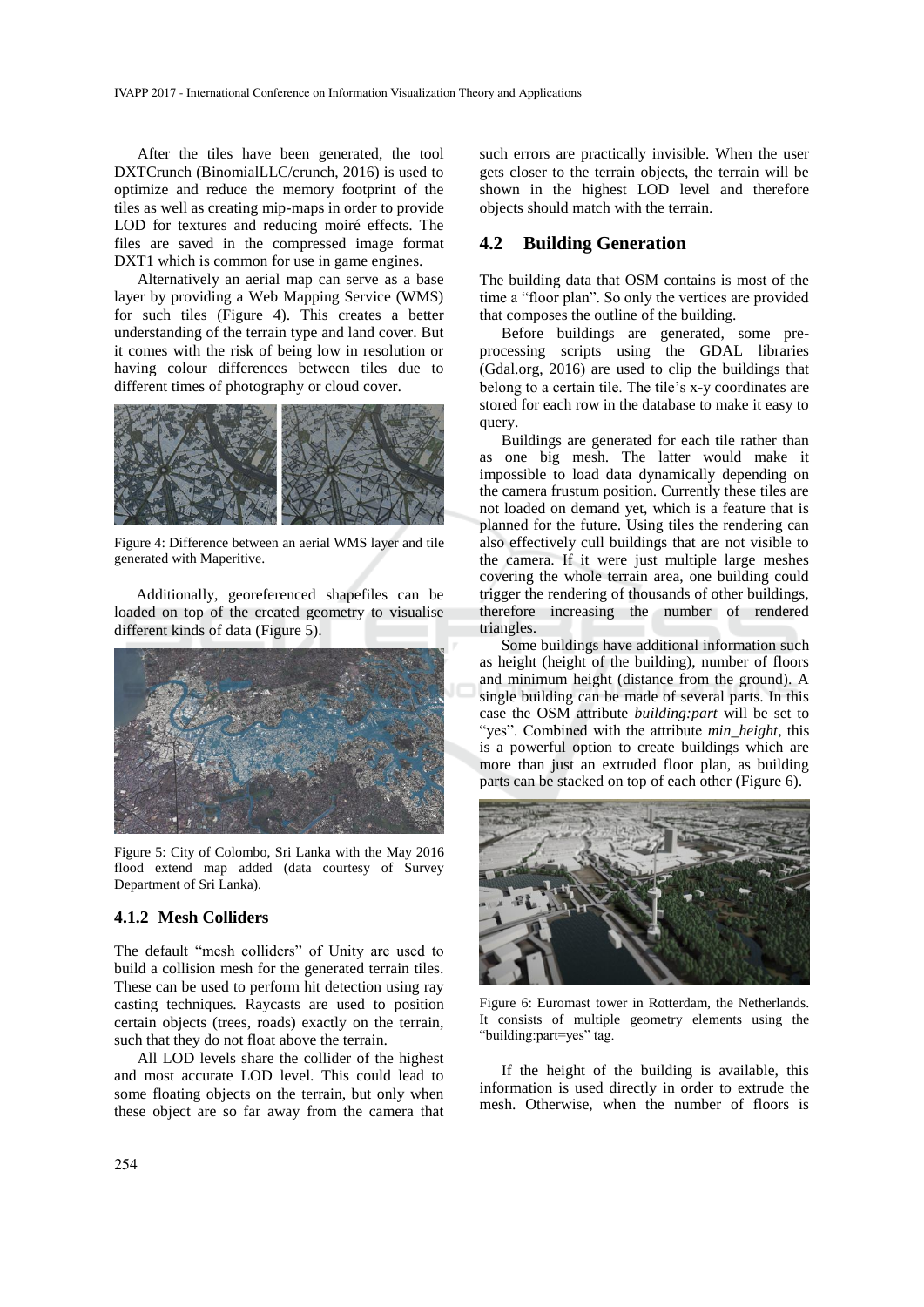After the tiles have been generated, the tool DXTCrunch (BinomialLLC/crunch, 2016) is used to optimize and reduce the memory footprint of the tiles as well as creating mip-maps in order to provide LOD for textures and reducing moiré effects. The files are saved in the compressed image format DXT1 which is common for use in game engines.

Alternatively an aerial map can serve as a base layer by providing a Web Mapping Service (WMS) for such tiles (Figure 4). This creates a better understanding of the terrain type and land cover. But it comes with the risk of being low in resolution or having colour differences between tiles due to different times of photography or cloud cover.

Figure 4: Difference between an aerial WMS layer and tile generated with Maperitive.

Additionally, georeferenced shapefiles can be loaded on top of the created geometry to visualise different kinds of data (Figure 5).

Figure 5: City of Colombo, Sri Lanka with the May 2016 flood extend map added (data courtesy of Survey Department of Sri Lanka).

### 4.1.2 Mesh Colliders

The default "mesh colliders" of Unity are used to build a collision mesh for the generated terrain tiles. These can be used to perform hit detection using ray casting techniques. Raycasts are used to position certain objects (trees, roads) exactly on the terrain, such that they do not float above the terrain.

All LOD levels share the collider of the highest and most accurate LOD level. This could lead to some floating objects on the terrain, but only when these object are so far away from the camera that such errors are practically invisible. When the user gets closer to the terrain objects, the terrain will be shown in the highest LOD level and therefore objects should match with the terrain.

## 4.2 Building Generation

The building data that OSM contains is most of the time a "floor plan". So only the vertices are provided that composes the outline of the building.

Before buildings are generated, some pre-processing scripts using the GDAL libraries (Gdal.org, 2016) are used to clip the buildings that belong to a certain tile. The tile's x-y coordinates are stored for each row in the database to make it easy to query.

Buildings are generated for each tile rather than as one big mesh. The latter would make it impossible to load data dynamically depending on the camera frustum position. Currently these tiles are not loaded on demand yet, which is a feature that is planned for the future. Using tiles the rendering can also effectively cull buildings that are not visible to the camera. If it were just multiple large meshes covering the whole terrain area, one building could trigger the rendering of thousands of other buildings, therefore increasing the number of rendered triangles.

Some buildings have additional information such as height (height of the building), number of floors and minimum height (distance from the ground). A single building can be made of several parts. In this case the OSM attribute *building:part* will be set to "yes". Combined with the attribute *min_height*, this is a powerful option to create buildings which are more than just an extruded floor plan, as building parts can be stacked on top of each other (Figure 6).

Figure 6: Euromast tower in Rotterdam, the Netherlands. It consists of multiple geometry elements using the "building:part=yes" tag.

If the height of the building is available, this information is used directly in order to extrude the mesh. Otherwise, when the number of floors is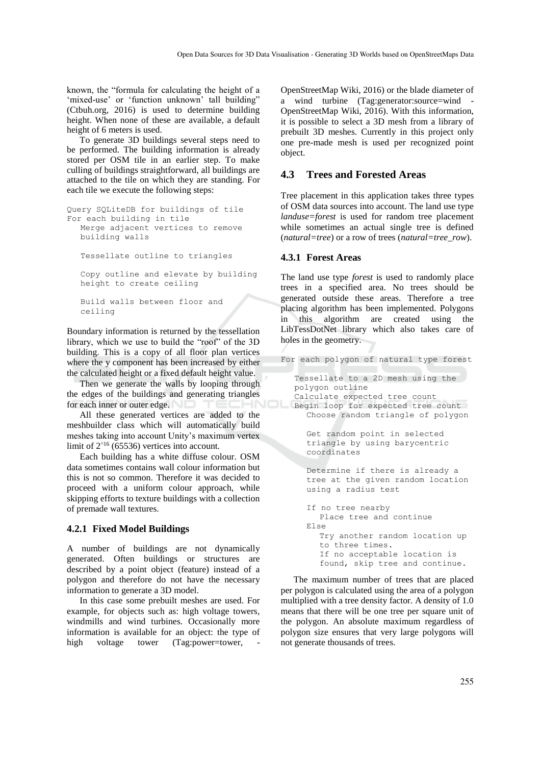known, the "formula for calculating the height of a 'mixed-use' or 'function unknown' tall building" (Ctbuh.org, 2016) is used to determine building height. When none of these are available, a default height of 6 meters is used.

To generate 3D buildings several steps need to be performed. The building information is already stored per OSM tile in an earlier step. To make culling of buildings straightforward, all buildings are attached to the tile on which they are standing. For each tile we execute the following steps:

```
Query SQLiteDB for buildings of tile
For each building in tile
   Merge adjacent vertices to remove
   building walls

   Tessellate outline to triangles

   Copy outline and elevate by building
   height to create ceiling

   Build walls between floor and
   ceiling
```

Boundary information is returned by the tessellation library, which we use to build the "roof" of the 3D building. This is a copy of all floor plan vertices where the y component has been increased by either the calculated height or a fixed default height value.

Then we generate the walls by looping through the edges of the buildings and generating triangles for each inner or outer edge.

All these generated vertices are added to the meshbuilder class which will automatically build meshes taking into account Unity's maximum vertex limit of $2^{16}$ (65536) vertices into account.

Each building has a white diffuse colour. OSM data sometimes contains wall colour information but this is not so common. Therefore it was decided to proceed with a uniform colour approach, while skipping efforts to texture buildings with a collection of premade wall textures.

### 4.2.1 Fixed Model Buildings

A number of buildings are not dynamically generated. Often buildings or structures are described by a point object (feature) instead of a polygon and therefore do not have the necessary information to generate a 3D model.

In this case some prebuilt meshes are used. For example, for objects such as: high voltage towers, windmills and wind turbines. Occasionally more information is available for an object: the type of high voltage tower (Tag:power=tower, - OpenStreetMap Wiki, 2016) or the blade diameter of a wind turbine (Tag:generator:source=wind - OpenStreetMap Wiki, 2016). With this information, it is possible to select a 3D mesh from a library of prebuilt 3D meshes. Currently in this project only one pre-made mesh is used per recognized point object.

## 4.3 Trees and Forested Areas

Tree placement in this application takes three types of OSM data sources into account. The land use type *landuse=forest* is used for random tree placement while sometimes an actual single tree is defined (*natural=tree*) or a row of trees (*natural=tree_row*).

### 4.3.1 Forest Areas

The land use type *forest* is used to randomly place trees in a specified area. No trees should be generated outside these areas. Therefore a tree placing algorithm has been implemented. Polygons in this algorithm are created using the LibTessDotNet library which also takes care of holes in the geometry.

```
For each polygon of natural type forest

   Tessellate to a 2D mesh using the
   polygon outline
   Calculate expected tree count
   Begin loop for expected tree count
      Choose random triangle of polygon

      Get random point in selected
      triangle by using barycentric
      coordinates

      Determine if there is already a
      tree at the given random location
      using a radius test

      If no tree nearby
         Place tree and continue
      Else
         Try another random location up
         to three times.
         If no acceptable location is
         found, skip tree and continue.
```

The maximum number of trees that are placed per polygon is calculated using the area of a polygon multiplied with a tree density factor. A density of 1.0 means that there will be one tree per square unit of the polygon. An absolute maximum regardless of polygon size ensures that very large polygons will not generate thousands of trees.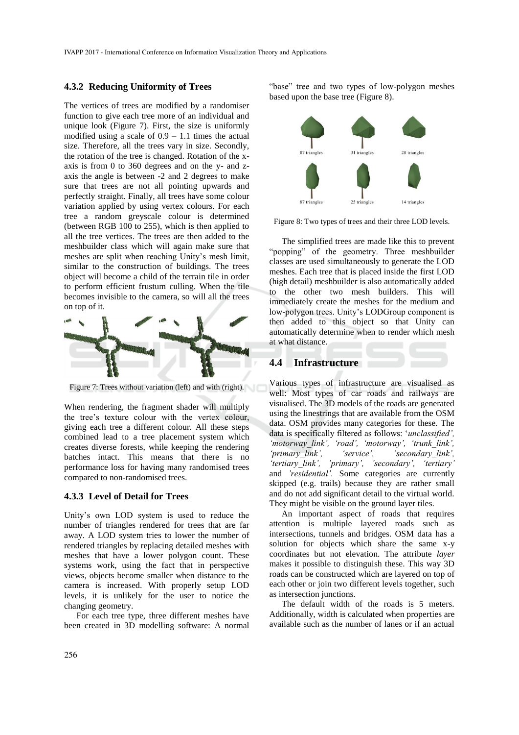### 4.3.2 Reducing Uniformity of Trees

The vertices of trees are modified by a randomiser function to give each tree more of an individual and unique look (Figure 7). First, the size is uniformly modified using a scale of 0.9 – 1.1 times the actual size. Therefore, all the trees vary in size. Secondly, the rotation of the tree is changed. Rotation of the x-axis is from 0 to 360 degrees and on the y- and z-axis the angle is between -2 and 2 degrees to make sure that trees are not all pointing upwards and perfectly straight. Finally, all trees have some colour variation applied by using vertex colours. For each tree a random greyscale colour is determined (between RGB 100 to 255), which is then applied to all the tree vertices. The trees are then added to the meshbuilder class which will again make sure that meshes are split when reaching Unity's mesh limit, similar to the construction of buildings. The trees object will become a child of the terrain tile in order to perform efficient frustum culling. When the tile becomes invisible to the camera, so will all the trees on top of it.

Figure 7: Trees without variation (left) and with (right).

When rendering, the fragment shader will multiply the tree's texture colour with the vertex colour, giving each tree a different colour. All these steps combined lead to a tree placement system which creates diverse forests, while keeping the rendering batches intact. This means that there is no performance loss for having many randomised trees compared to non-randomised trees.

### 4.3.3 Level of Detail for Trees

Unity's own LOD system is used to reduce the number of triangles rendered for trees that are far away. A LOD system tries to lower the number of rendered triangles by replacing detailed meshes with meshes that have a lower polygon count. These systems work, using the fact that in perspective views, objects become smaller when distance to the camera is increased. With properly setup LOD levels, it is unlikely for the user to notice the changing geometry.

For each tree type, three different meshes have been created in 3D modelling software: A normal "base" tree and two types of low-polygon meshes based upon the base tree (Figure 8).

Figure 8: Two types of trees and their three LOD levels.

The simplified trees are made like this to prevent "popping" of the geometry. Three meshbuilder classes are used simultaneously to generate the LOD meshes. Each tree that is placed inside the first LOD (high detail) meshbuilder is also automatically added to the other two mesh builders. This will immediately create the meshes for the medium and low-polygon trees. Unity's LODGroup component is then added to this object so that Unity can automatically determine when to render which mesh at what distance.

## 4.4 Infrastructure

Various types of infrastructure are visualised as well: Most types of car roads and railways are visualised. The 3D models of the roads are generated using the linestrings that are available from the OSM data. OSM provides many categories for these. The data is specifically filtered as follows: '*unclassified', 'motorway_link', 'road', 'motorway', 'trunk_link', 'primary_link', 'service', 'secondary_link', 'tertiary_link', 'primary', 'secondary', 'tertiary'* and *'residential'.* Some categories are currently skipped (e.g. trails) because they are rather small and do not add significant detail to the virtual world. They might be visible on the ground layer tiles.

An important aspect of roads that requires attention is multiple layered roads such as intersections, tunnels and bridges. OSM data has a solution for objects which share the same x-y coordinates but not elevation. The attribute *layer* makes it possible to distinguish these. This way 3D roads can be constructed which are layered on top of each other or join two different levels together, such as intersection junctions.

The default width of the roads is 5 meters. Additionally, width is calculated when properties are available such as the number of lanes or if an actual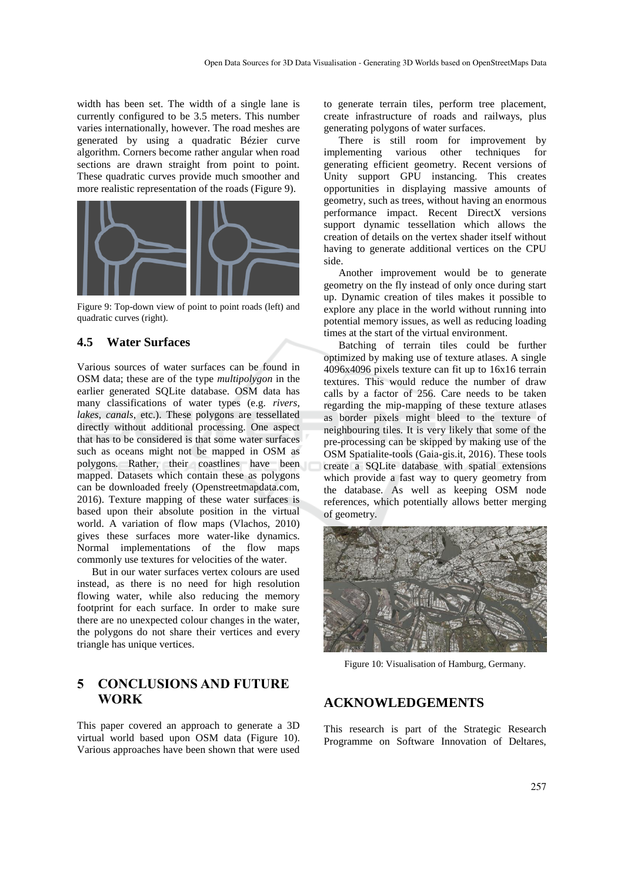width has been set. The width of a single lane is currently configured to be 3.5 meters. This number varies internationally, however. The road meshes are generated by using a quadratic Bézier curve algorithm. Corners become rather angular when road sections are drawn straight from point to point. These quadratic curves provide much smoother and more realistic representation of the roads (Figure 9).

Figure 9: Top-down view of point to point roads (left) and quadratic curves (right).

### 4.5 Water Surfaces

Various sources of water surfaces can be found in OSM data; these are of the type *multipolygon* in the earlier generated SQLite database. OSM data has many classifications of water types (e.g. *rivers*, *lakes*, *canals*, etc.). These polygons are tessellated directly without additional processing. One aspect that has to be considered is that some water surfaces such as oceans might not be mapped in OSM as polygons. Rather, their coastlines have been mapped. Datasets which contain these as polygons can be downloaded freely (Openstreetmapdata.com, 2016). Texture mapping of these water surfaces is based upon their absolute position in the virtual world. A variation of flow maps (Vlachos, 2010) gives these surfaces more water-like dynamics. Normal implementations of the flow maps commonly use textures for velocities of the water.

But in our water surfaces vertex colours are used instead, as there is no need for high resolution flowing water, while also reducing the memory footprint for each surface. In order to make sure there are no unexpected colour changes in the water, the polygons do not share their vertices and every triangle has unique vertices.

## 5 CONCLUSIONS AND FUTURE WORK

This paper covered an approach to generate a 3D virtual world based upon OSM data (Figure 10). Various approaches have been shown that were used to generate terrain tiles, perform tree placement, create infrastructure of roads and railways, plus generating polygons of water surfaces.

There is still room for improvement by implementing various other techniques for generating efficient geometry. Recent versions of Unity support GPU instancing. This creates opportunities in displaying massive amounts of geometry, such as trees, without having an enormous performance impact. Recent DirectX versions support dynamic tessellation which allows the creation of details on the vertex shader itself without having to generate additional vertices on the CPU side.

Another improvement would be to generate geometry on the fly instead of only once during start up. Dynamic creation of tiles makes it possible to explore any place in the world without running into potential memory issues, as well as reducing loading times at the start of the virtual environment.

Batching of terrain tiles could be further optimized by making use of texture atlases. A single 4096x4096 pixels texture can fit up to 16x16 terrain textures. This would reduce the number of draw calls by a factor of 256. Care needs to be taken regarding the mip-mapping of these texture atlases as border pixels might bleed to the texture of neighbouring tiles. It is very likely that some of the pre-processing can be skipped by making use of the OSM Spatialite-tools (Gaia-gis.it, 2016). These tools create a SQLite database with spatial extensions which provide a fast way to query geometry from the database. As well as keeping OSM node references, which potentially allows better merging of geometry.

Figure 10: Visualisation of Hamburg, Germany.

## ACKNOWLEDGEMENTS

This research is part of the Strategic Research Programme on Software Innovation of Deltares,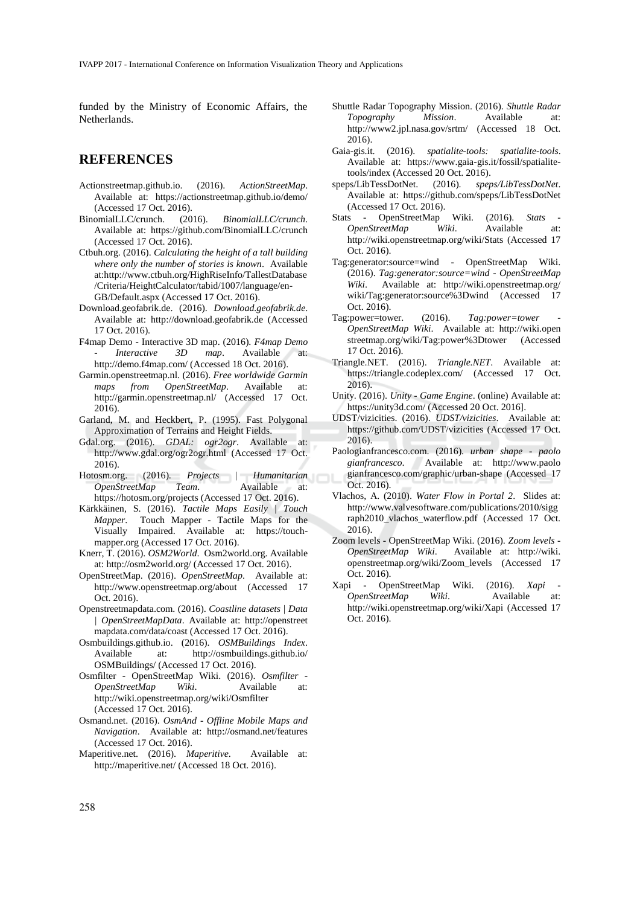funded by the Ministry of Economic Affairs, the Netherlands.

## REFERENCES

Actionstreetmap.github.io. (2016). *ActionStreetMap*. Available at: https://actionstreetmap.github.io/demo/ (Accessed 17 Oct. 2016).

BinomialLLC/crunch. (2016). *BinomialLLC/crunch*. Available at: https://github.com/BinomialLLC/crunch (Accessed 17 Oct. 2016).

Ctbuh.org. (2016). *Calculating the height of a tall building where only the number of stories is known*. Available at:http://www.ctbuh.org/HighRiseInfo/TallestDatabase/Criteria/HeightCalculator/tabid/1007/language/en-GB/Default.aspx (Accessed 17 Oct. 2016).

Download.geofabrik.de. (2016). *Download.geofabrik.de*. Available at: http://download.geofabrik.de (Accessed 17 Oct. 2016).

F4map Demo - Interactive 3D map. (2016). *F4map Demo - Interactive 3D map*. Available at: http://demo.f4map.com/ (Accessed 18 Oct. 2016).

Garmin.openstreetmap.nl. (2016). *Free worldwide Garmin maps from OpenStreetMap*. Available at: http://garmin.openstreetmap.nl/ (Accessed 17 Oct. 2016).

Garland, M. and Heckbert, P. (1995). Fast Polygonal Approximation of Terrains and Height Fields.

Gdal.org. (2016). *GDAL: ogr2ogr*. Available at: http://www.gdal.org/ogr2ogr.html (Accessed 17 Oct. 2016).

Hotosm.org. (2016). *Projects | Humanitarian OpenStreetMap Team*. Available at: https://hotosm.org/projects (Accessed 17 Oct. 2016).

Kärkkäinen, S. (2016). *Tactile Maps Easily | Touch Mapper*. Touch Mapper - Tactile Maps for the Visually Impaired. Available at: https://touch-mapper.org (Accessed 17 Oct. 2016).

Knerr, T. (2016). *OSM2World*. Osm2world.org. Available at: http://osm2world.org/ (Accessed 17 Oct. 2016).

OpenStreetMap. (2016). *OpenStreetMap*. Available at: http://www.openstreetmap.org/about (Accessed 17 Oct. 2016).

Openstreetmapdata.com. (2016). *Coastline datasets | Data | OpenStreetMapData*. Available at: http://openstreetmapdata.com/data/coast (Accessed 17 Oct. 2016).

Osmbuildings.github.io. (2016). *OSMBuildings Index*. Available at: http://osmbuildings.github.io/OSMBuildings/ (Accessed 17 Oct. 2016).

Osmfilter - OpenStreetMap Wiki. (2016). *Osmfilter - OpenStreetMap Wiki*. Available at: http://wiki.openstreetmap.org/wiki/Osmfilter (Accessed 17 Oct. 2016).

Osmand.net. (2016). *OsmAnd - Offline Mobile Maps and Navigation*. Available at: http://osmand.net/features (Accessed 17 Oct. 2016).

Maperitive.net. (2016). *Maperitive*. Available at: http://maperitive.net/ (Accessed 18 Oct. 2016).

Shuttle Radar Topography Mission. (2016). *Shuttle Radar Topography Mission*. Available at: http://www2.jpl.nasa.gov/srtm/ (Accessed 18 Oct. 2016).

Gaia-gis.it. (2016). *spatialite-tools: spatialite-tools*. Available at: https://www.gaia-gis.it/fossil/spatialite-tools/index (Accessed 20 Oct. 2016).

speps/LibTessDotNet. (2016). *speps/LibTessDotNet*. Available at: https://github.com/speps/LibTessDotNet (Accessed 17 Oct. 2016).

Stats - OpenStreetMap Wiki. (2016). *Stats - OpenStreetMap Wiki*. Available at: http://wiki.openstreetmap.org/wiki/Stats (Accessed 17 Oct. 2016).

Tag:generator:source=wind - OpenStreetMap Wiki. (2016). *Tag:generator:source=wind - OpenStreetMap Wiki*. Available at: http://wiki.openstreetmap.org/wiki/Tag:generator:source%3Dwind (Accessed 17 Oct. 2016).

Tag:power=tower. (2016). *Tag:power=tower - OpenStreetMap Wiki*. Available at: http://wiki.openstreetmap.org/wiki/Tag:power%3Dtower (Accessed 17 Oct. 2016).

Triangle.NET. (2016). *Triangle.NET*. Available at: https://triangle.codeplex.com/ (Accessed 17 Oct. 2016).

Unity. (2016). *Unity - Game Engine*. (online) Available at: https://unity3d.com/ (Accessed 20 Oct. 2016].

UDST/vizicities. (2016). *UDST/vizicities*. Available at: https://github.com/UDST/vizicities (Accessed 17 Oct. 2016).

Paologianfrancesco.com. (2016). *urban shape - paolo gianfrancesco*. Available at: http://www.paologianfrancesco.com/graphic/urban-shape (Accessed 17 Oct. 2016).

Vlachos, A. (2010). *Water Flow in Portal 2*. Slides at: http://www.valvesoftware.com/publications/2010/siggraph2010_vlachos_waterflow.pdf (Accessed 17 Oct. 2016).

Zoom levels - OpenStreetMap Wiki. (2016). *Zoom levels - OpenStreetMap Wiki*. Available at: http://wiki.openstreetmap.org/wiki/Zoom_levels (Accessed 17 Oct. 2016).

Xapi - OpenStreetMap Wiki. (2016). *Xapi - OpenStreetMap Wiki*. Available at: http://wiki.openstreetmap.org/wiki/Xapi (Accessed 17 Oct. 2016).